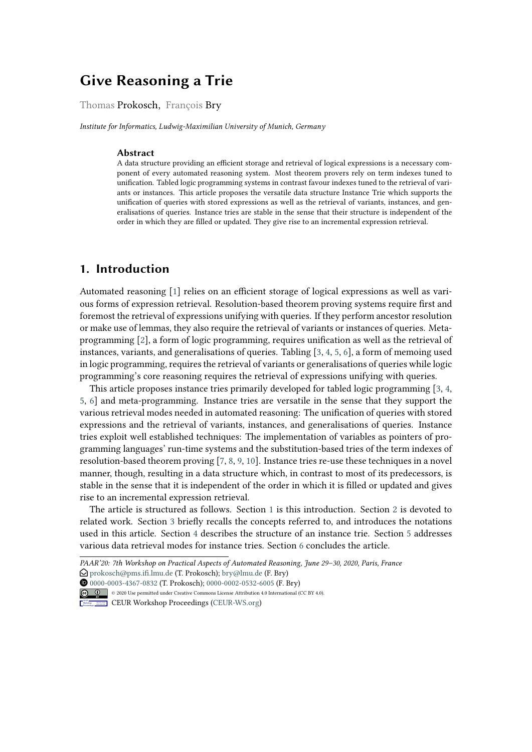# Give Reasoning a Trie

Thomas Prokosch, François Bry

*Institute for Informatics, Ludwig-Maximilian University of Munich, Germany*

### Abstract

A data structure providing an efficient storage and retrieval of logical expressions is a necessary component of every automated reasoning system. Most theorem provers rely on term indexes tuned to unification. Tabled logic programming systems in contrast favour indexes tuned to the retrieval of variants or instances. This article proposes the versatile data structure Instance Trie which supports the unification of queries with stored expressions as well as the retrieval of variants, instances, and generalisations of queries. Instance tries are stable in the sense that their structure is independent of the order in which they are filled or updated. They give rise to an incremental expression retrieval.

## 1. Introduction

Automated reasoning [1] relies on an efficient storage of logical expressions as well as various forms of expression retrieval. Resolution-based theorem proving systems require first and foremost the retrieval of expressions unifying with queries. If they perform ancestor resolution or make use of lemmas, they also require the retrieval of variants or instances of queries. Meta-programming [2], a form of logic programming, requires unification as well as the retrieval of instances, variants, and generalisations of queries. Tabling [3, 4, 5, 6], a form of memoing used in logic programming, requires the retrieval of variants or generalisations of queries while logic programming's core reasoning requires the retrieval of expressions unifying with queries.

This article proposes instance tries primarily developed for tabled logic programming [3, 4, 5, 6] and meta-programming. Instance tries are versatile in the sense that they support the various retrieval modes needed in automated reasoning: The unification of queries with stored expressions and the retrieval of variants, instances, and generalisations of queries. Instance tries exploit well established techniques: The implementation of variables as pointers of programming languages' run-time systems and the substitution-based tries of the term indexes of resolution-based theorem proving [7, 8, 9, 10]. Instance tries re-use these techniques in a novel manner, though, resulting in a data structure which, in contrast to most of its predecessors, is stable in the sense that it is independent of the order in which it is filled or updated and gives rise to an incremental expression retrieval.

The article is structured as follows. Section 1 is this introduction. Section 2 is devoted to related work. Section 3 briefly recalls the concepts referred to, and introduces the notations used in this article. Section 4 describes the structure of an instance trie. Section 5 addresses various data retrieval modes for instance tries. Section 6 concludes the article.

---

*PAAR'20: 7th Workshop on Practical Aspects of Automated Reasoning, June 29–30, 2020, Paris, France*
prokosch@pms.ifi.lmu.de (T. Prokosch); bry@lmu.de (F. Bry)
0000-0003-4367-0832 (T. Prokosch); 0000-0002-0532-6005 (F. Bry)
© 2020 Use permitted under Creative Commons License Attribution 4.0 International (CC BY 4.0).
CEUR Workshop Proceedings (CEUR-WS.org)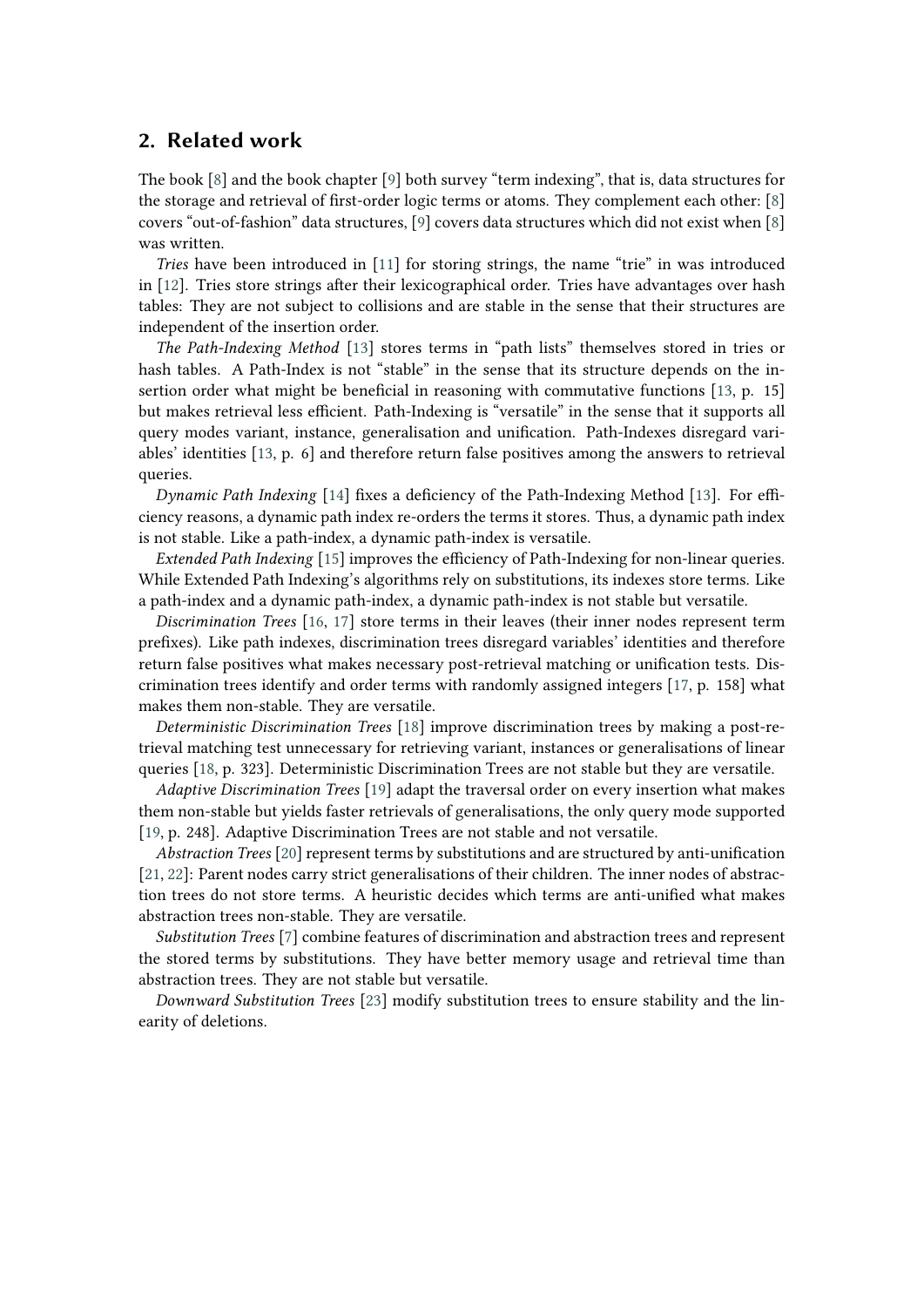## 2. Related work

The book [8] and the book chapter [9] both survey "term indexing", that is, data structures for the storage and retrieval of first-order logic terms or atoms. They complement each other: [8] covers "out-of-fashion" data structures, [9] covers data structures which did not exist when [8] was written.

*Tries* have been introduced in [11] for storing strings, the name "trie" in was introduced in [12]. Tries store strings after their lexicographical order. Tries have advantages over hash tables: They are not subject to collisions and are stable in the sense that their structures are independent of the insertion order.

*The Path-Indexing Method* [13] stores terms in "path lists" themselves stored in tries or hash tables. A Path-Index is not "stable" in the sense that its structure depends on the insertion order what might be beneficial in reasoning with commutative functions [13, p. 15] but makes retrieval less efficient. Path-Indexing is "versatile" in the sense that it supports all query modes variant, instance, generalisation and unification. Path-Indexes disregard variables' identities [13, p. 6] and therefore return false positives among the answers to retrieval queries.

*Dynamic Path Indexing* [14] fixes a deficiency of the Path-Indexing Method [13]. For efficiency reasons, a dynamic path index re-orders the terms it stores. Thus, a dynamic path index is not stable. Like a path-index, a dynamic path-index is versatile.

*Extended Path Indexing* [15] improves the efficiency of Path-Indexing for non-linear queries. While Extended Path Indexing's algorithms rely on substitutions, its indexes store terms. Like a path-index and a dynamic path-index, a dynamic path-index is not stable but versatile.

*Discrimination Trees* [16, 17] store terms in their leaves (their inner nodes represent term prefixes). Like path indexes, discrimination trees disregard variables' identities and therefore return false positives what makes necessary post-retrieval matching or unification tests. Discrimination trees identify and order terms with randomly assigned integers [17, p. 158] what makes them non-stable. They are versatile.

*Deterministic Discrimination Trees* [18] improve discrimination trees by making a post-retrieval matching test unnecessary for retrieving variant, instances or generalisations of linear queries [18, p. 323]. Deterministic Discrimination Trees are not stable but they are versatile.

*Adaptive Discrimination Trees* [19] adapt the traversal order on every insertion what makes them non-stable but yields faster retrievals of generalisations, the only query mode supported [19, p. 248]. Adaptive Discrimination Trees are not stable and not versatile.

*Abstraction Trees* [20] represent terms by substitutions and are structured by anti-unification [21, 22]: Parent nodes carry strict generalisations of their children. The inner nodes of abstraction trees do not store terms. A heuristic decides which terms are anti-unified what makes abstraction trees non-stable. They are versatile.

*Substitution Trees* [7] combine features of discrimination and abstraction trees and represent the stored terms by substitutions. They have better memory usage and retrieval time than abstraction trees. They are not stable but versatile.

*Downward Substitution Trees* [23] modify substitution trees to ensure stability and the linearity of deletions.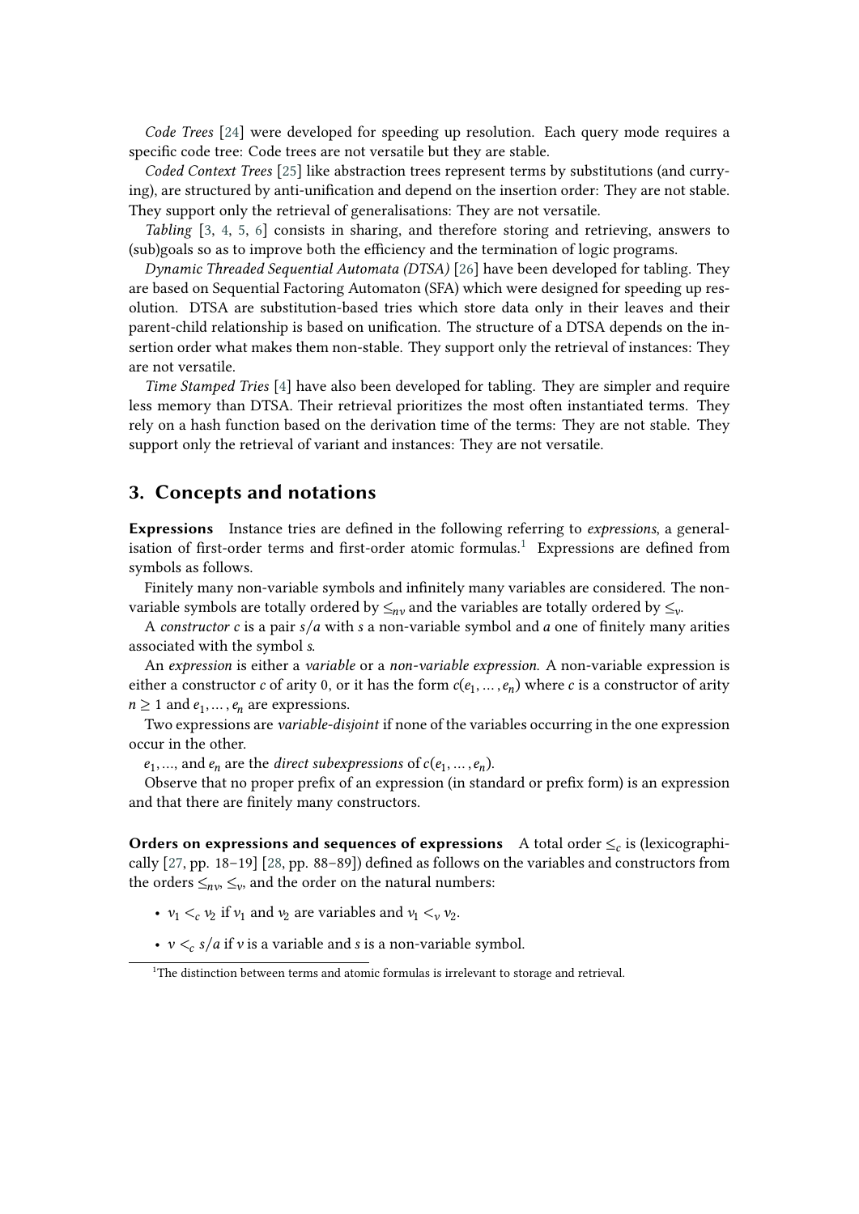*Code Trees* [24] were developed for speeding up resolution. Each query mode requires a specific code tree: Code trees are not versatile but they are stable.

*Coded Context Trees* [25] like abstraction trees represent terms by substitutions (and currying), are structured by anti-unification and depend on the insertion order: They are not stable. They support only the retrieval of generalisations: They are not versatile.

*Tabling* [3, 4, 5, 6] consists in sharing, and therefore storing and retrieving, answers to (sub)goals so as to improve both the efficiency and the termination of logic programs.

*Dynamic Threaded Sequential Automata (DTSA)* [26] have been developed for tabling. They are based on Sequential Factoring Automaton (SFA) which were designed for speeding up resolution. DTSA are substitution-based tries which store data only in their leaves and their parent-child relationship is based on unification. The structure of a DTSA depends on the insertion order what makes them non-stable. They support only the retrieval of instances: They are not versatile.

*Time Stamped Tries* [4] have also been developed for tabling. They are simpler and require less memory than DTSA. Their retrieval prioritizes the most often instantiated terms. They rely on a hash function based on the derivation time of the terms: They are not stable. They support only the retrieval of variant and instances: They are not versatile.

## 3. Concepts and notations

**Expressions** Instance tries are defined in the following referring to *expressions*, a generalisation of first-order terms and first-order atomic formulas.[1] Expressions are defined from symbols as follows.

Finitely many non-variable symbols and infinitely many variables are considered. The non-variable symbols are totally ordered by $\leq_{nv}$ and the variables are totally ordered by $\leq_v$.

A *constructor* $c$ is a pair $s/a$ with $s$ a non-variable symbol and $a$ one of finitely many arities associated with the symbol $s$.

An *expression* is either a *variable* or a *non-variable expression*. A non-variable expression is either a constructor $c$ of arity 0, or it has the form $c(e_1, \ldots, e_n)$ where $c$ is a constructor of arity $n \geq 1$ and $e_1, \ldots, e_n$ are expressions.

Two expressions are *variable-disjoint* if none of the variables occurring in the one expression occur in the other.

$e_1, \ldots,$ and $e_n$ are the *direct subexpressions* of $c(e_1, \ldots, e_n)$.

Observe that no proper prefix of an expression (in standard or prefix form) is an expression and that there are finitely many constructors.

**Orders on expressions and sequences of expressions** A total order $\leq_c$ is (lexicographically [27, pp. 18–19] [28, pp. 88–89]) defined as follows on the variables and constructors from the orders $\leq_{nv}$, $\leq_v$, and the order on the natural numbers:

- $v_1 <_c v_2$ if $v_1$ and $v_2$ are variables and $v_1 <_v v_2$.
- $v <_c s/a$ if $v$ is a variable and $s$ is a non-variable symbol.

[1] The distinction between terms and atomic formulas is irrelevant to storage and retrieval.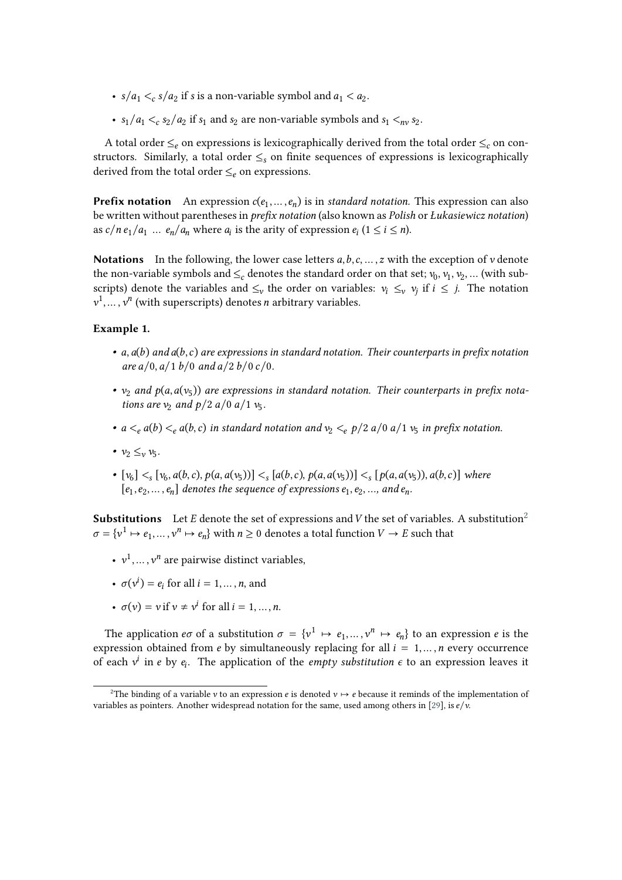- $s/a_1 <_c s/a_2$ if $s$ is a non-variable symbol and $a_1 < a_2$.
- $s_1/a_1 <_c s_2/a_2$ if $s_1$ and $s_2$ are non-variable symbols and $s_1 <_{nv} s_2$.

A total order $\leq_e$ on expressions is lexicographically derived from the total order $\leq_c$ on constructors. Similarly, a total order $\leq_s$ on finite sequences of expressions is lexicographically derived from the total order $\leq_e$ on expressions.

**Prefix notation** An expression $c(e_1, \ldots, e_n)$ is in *standard notation*. This expression can also be written without parentheses in *prefix notation* (also known as *Polish* or *Łukasiewicz notation*) as $c/n\, e_1/a_1 \;\ldots\; e_n/a_n$ where $a_i$ is the arity of expression $e_i$ ($1 \leq i \leq n$).

**Notations** In the following, the lower case letters $a, b, c, \ldots, z$ with the exception of $v$ denote the non-variable symbols and $\leq_c$ denotes the standard order on that set; $v_0, v_1, v_2, \ldots$ (with subscripts) denote the variables and $\leq_v$ the order on variables: $v_i \leq_v v_j$ if $i \leq j$. The notation $v^1, \ldots, v^n$ (with superscripts) denotes $n$ arbitrary variables.

**Example 1.**

- *$a$, $a(b)$ and $a(b, c)$ are expressions in standard notation. Their counterparts in prefix notation are $a/0$, $a/1\; b/0$ and $a/2\; b/0\; c/0$.*
- *$v_2$ and $p(a, a(v_5))$ are expressions in standard notation. Their counterparts in prefix notations are $v_2$ and $p/2\; a/0\; a/1\; v_5$.*
- *$a <_e a(b) <_e a(b, c)$ in standard notation and $v_2 <_e p/2\; a/0\; a/1\; v_5$ in prefix notation.*
- $v_2 \leq_v v_5$.
- *$[v_6] <_s [v_6, a(b, c), p(a, a(v_5))] <_s [a(b, c), p(a, a(v_5))] <_s [p(a, a(v_5)), a(b, c)]$ where $[e_1, e_2, \ldots, e_n]$ denotes the sequence of expressions $e_1, e_2, \ldots,$ and $e_n$.*

**Substitutions** Let $E$ denote the set of expressions and $V$ the set of variables. A substitution[2] $\sigma = \{v^1 \mapsto e_1, \ldots, v^n \mapsto e_n\}$ with $n \geq 0$ denotes a total function $V \to E$ such that

- $v^1, \ldots, v^n$ are pairwise distinct variables,
- $\sigma(v^i) = e_i$ for all $i = 1, \ldots, n$, and
- $\sigma(v) = v$ if $v \neq v^i$ for all $i = 1, \ldots, n$.

The application $e\sigma$ of a substitution $\sigma = \{v^1 \mapsto e_1, \ldots, v^n \mapsto e_n\}$ to an expression $e$ is the expression obtained from $e$ by simultaneously replacing for all $i = 1, \ldots, n$ every occurrence of each $v^i$ in $e$ by $e_i$. The application of the *empty substitution* $\epsilon$ to an expression leaves it

[2] The binding of a variable $v$ to an expression $e$ is denoted $v \mapsto e$ because it reminds of the implementation of variables as pointers. Another widespread notation for the same, used among others in [29], is $e/v$.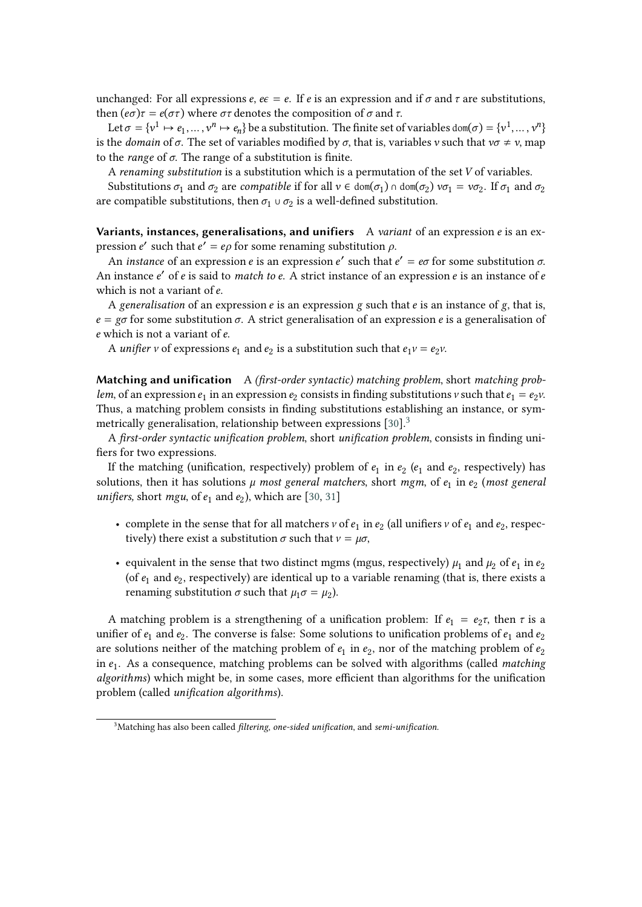unchanged: For all expressions $e$, $e\epsilon = e$. If $e$ is an expression and if $\sigma$ and $\tau$ are substitutions, then $(e\sigma)\tau = e(\sigma\tau)$ where $\sigma\tau$ denotes the composition of $\sigma$ and $\tau$.

Let $\sigma = \{v^1 \mapsto e_1, \ldots, v^n \mapsto e_n\}$ be a substitution. The finite set of variables $\texttt{dom}(\sigma) = \{v^1, \ldots, v^n\}$ is the *domain* of $\sigma$. The set of variables modified by $\sigma$, that is, variables $v$ such that $v\sigma \neq v$, map to the *range* of $\sigma$. The range of a substitution is finite.

A *renaming substitution* is a substitution which is a permutation of the set $V$ of variables.

Substitutions $\sigma_1$ and $\sigma_2$ are *compatible* if for all $v \in \texttt{dom}(\sigma_1) \cap \texttt{dom}(\sigma_2)$ $v\sigma_1 = v\sigma_2$. If $\sigma_1$ and $\sigma_2$ are compatible substitutions, then $\sigma_1 \cup \sigma_2$ is a well-defined substitution.

**Variants, instances, generalisations, and unifiers** A *variant* of an expression $e$ is an expression $e'$ such that $e' = e\rho$ for some renaming substitution $\rho$.

An *instance* of an expression $e$ is an expression $e'$ such that $e' = e\sigma$ for some substitution $\sigma$. An instance $e'$ of $e$ is said to *match to* $e$. A strict instance of an expression $e$ is an instance of $e$ which is not a variant of $e$.

A *generalisation* of an expression $e$ is an expression $g$ such that $e$ is an instance of $g$, that is, $e = g\sigma$ for some substitution $\sigma$. A strict generalisation of an expression $e$ is a generalisation of $e$ which is not a variant of $e$.

A *unifier* $\nu$ of expressions $e_1$ and $e_2$ is a substitution such that $e_1\nu = e_2\nu$.

**Matching and unification** A *(first-order syntactic) matching problem*, short *matching problem*, of an expression $e_1$ in an expression $e_2$ consists in finding substitutions $\nu$ such that $e_1 = e_2\nu$. Thus, a matching problem consists in finding substitutions establishing an instance, or symmetrically generalisation, relationship between expressions [30].[3]

A *first-order syntactic unification problem*, short *unification problem*, consists in finding unifiers for two expressions.

If the matching (unification, respectively) problem of $e_1$ in $e_2$ ($e_1$ and $e_2$, respectively) has solutions, then it has solutions $\mu$ *most general matchers*, short *mgm*, of $e_1$ in $e_2$ (*most general unifiers*, short *mgu*, of $e_1$ and $e_2$), which are [30, 31]

- complete in the sense that for all matchers $\nu$ of $e_1$ in $e_2$ (all unifiers $\nu$ of $e_1$ and $e_2$, respectively) there exist a substitution $\sigma$ such that $\nu = \mu\sigma$,
- equivalent in the sense that two distinct mgms (mgus, respectively) $\mu_1$ and $\mu_2$ of $e_1$ in $e_2$ (of $e_1$ and $e_2$, respectively) are identical up to a variable renaming (that is, there exists a renaming substitution $\sigma$ such that $\mu_1\sigma = \mu_2$).

A matching problem is a strengthening of a unification problem: If $e_1 = e_2\tau$, then $\tau$ is a unifier of $e_1$ and $e_2$. The converse is false: Some solutions to unification problems of $e_1$ and $e_2$ are solutions neither of the matching problem of $e_1$ in $e_2$, nor of the matching problem of $e_2$ in $e_1$. As a consequence, matching problems can be solved with algorithms (called *matching algorithms*) which might be, in some cases, more efficient than algorithms for the unification problem (called *unification algorithms*).

[3] Matching has also been called *filtering*, *one-sided unification*, and *semi-unification*.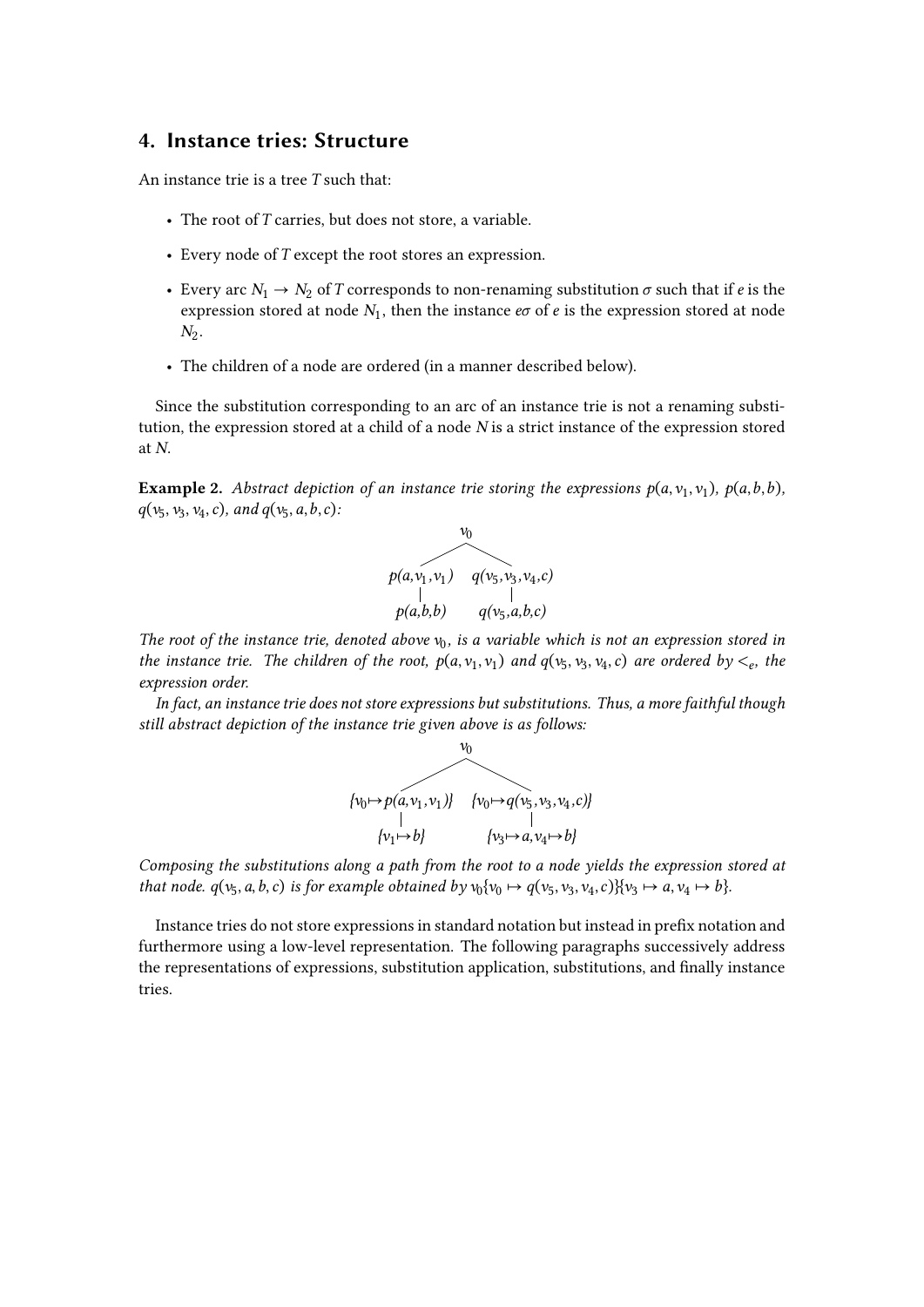## 4. Instance tries: Structure

An instance trie is a tree $T$ such that:

- The root of $T$ carries, but does not store, a variable.
- Every node of $T$ except the root stores an expression.
- Every arc $N_1 \rightarrow N_2$ of $T$ corresponds to non-renaming substitution $\sigma$ such that if $e$ is the expression stored at node $N_1$, then the instance $e\sigma$ of $e$ is the expression stored at node $N_2$.
- The children of a node are ordered (in a manner described below).

Since the substitution corresponding to an arc of an instance trie is not a renaming substitution, the expression stored at a child of a node $N$ is a strict instance of the expression stored at $N$.

**Example 2.** *Abstract depiction of an instance trie storing the expressions $p(a, v_1, v_1)$, $p(a, b, b)$, $q(v_5, v_3, v_4, c)$, and $q(v_5, a, b, c)$:*

```
                 v0
          /              \
  p(a,v1,v1)      q(v5,v3,v4,c)
      |                  |
  p(a,b,b)         q(v5,a,b,c)
```

*The root of the instance trie, denoted above $v_0$, is a variable which is not an expression stored in the instance trie. The children of the root, $p(a, v_1, v_1)$ and $q(v_5, v_3, v_4, c)$ are ordered by $<_e$, the expression order.*

*In fact, an instance trie does not store expressions but substitutions. Thus, a more faithful though still abstract depiction of the instance trie given above is as follows:*

```
                        v0
               /                    \
  {v0↦p(a,v1,v1)}       {v0↦q(v5,v3,v4,c)}
         |                        |
      {v1↦b}                {v3↦a, v4↦b}
```

*Composing the substitutions along a path from the root to a node yields the expression stored at that node. $q(v_5, a, b, c)$ is for example obtained by $v_0\{v_0 \mapsto q(v_5, v_3, v_4, c)\}\{v_3 \mapsto a, v_4 \mapsto b\}$.*

Instance tries do not store expressions in standard notation but instead in prefix notation and furthermore using a low-level representation. The following paragraphs successively address the representations of expressions, substitution application, substitutions, and finally instance tries.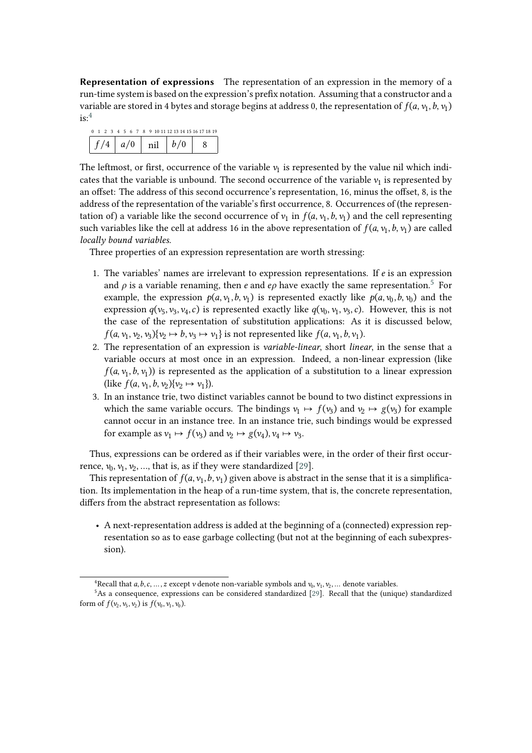**Representation of expressions** The representation of an expression in the memory of a run-time system is based on the expression's prefix notation. Assuming that a constructor and a variable are stored in 4 bytes and storage begins at address 0, the representation of $f(a, v_1, b, v_1)$ is:[4]

| 0–3 | 4–7 | 8–11 | 12–15 | 16–19 |
|---|---|---|---|---|
| $f/4$ | $a/0$ | nil | $b/0$ | 8 |

The leftmost, or first, occurrence of the variable $v_1$ is represented by the value nil which indicates that the variable is unbound. The second occurrence of the variable $v_1$ is represented by an offset: The address of this second occurrence's representation, 16, minus the offset, 8, is the address of the representation of the variable's first occurrence, 8. Occurrences of (the representation of) a variable like the second occurrence of $v_1$ in $f(a, v_1, b, v_1)$ and the cell representing such variables like the cell at address 16 in the above representation of $f(a, v_1, b, v_1)$ are called *locally bound variables*.

Three properties of an expression representation are worth stressing:

1. The variables' names are irrelevant to expression representations. If $e$ is an expression and $\rho$ is a variable renaming, then $e$ and $e\rho$ have exactly the same representation.[5] For example, the expression $p(a, v_1, b, v_1)$ is represented exactly like $p(a, v_0, b, v_0)$ and the expression $q(v_5, v_3, v_4, c)$ is represented exactly like $q(v_0, v_1, v_3, c)$. However, this is not the case of the representation of substitution applications: As it is discussed below, $f(a, v_1, v_2, v_3)\{v_2 \mapsto b, v_3 \mapsto v_1\}$ is not represented like $f(a, v_1, b, v_1)$.
2. The representation of an expression is *variable-linear*, short *linear*, in the sense that a variable occurs at most once in an expression. Indeed, a non-linear expression (like $f(a, v_1, b, v_1)$) is represented as the application of a substitution to a linear expression (like $f(a, v_1, b, v_2)\{v_2 \mapsto v_1\}$).
3. In an instance trie, two distinct variables cannot be bound to two distinct expressions in which the same variable occurs. The bindings $v_1 \mapsto f(v_3)$ and $v_2 \mapsto g(v_3)$ for example cannot occur in an instance tree. In an instance trie, such bindings would be expressed for example as $v_1 \mapsto f(v_3)$ and $v_2 \mapsto g(v_4), v_4 \mapsto v_3$.

Thus, expressions can be ordered as if their variables were, in the order of their first occurrence, $v_0, v_1, v_2, \ldots$, that is, as if they were standardized [29].

This representation of $f(a, v_1, b, v_1)$ given above is abstract in the sense that it is a simplification. Its implementation in the heap of a run-time system, that is, the concrete representation, differs from the abstract representation as follows:

- A next-representation address is added at the beginning of a (connected) expression representation so as to ease garbage collecting (but not at the beginning of each subexpression).

[4] Recall that $a, b, c, \ldots, z$ except $v$ denote non-variable symbols and $v_0, v_1, v_2, \ldots$ denote variables.

[5] As a consequence, expressions can be considered standardized [29]. Recall that the (unique) standardized form of $f(v_2, v_5, v_2)$ is $f(v_0, v_1, v_0)$.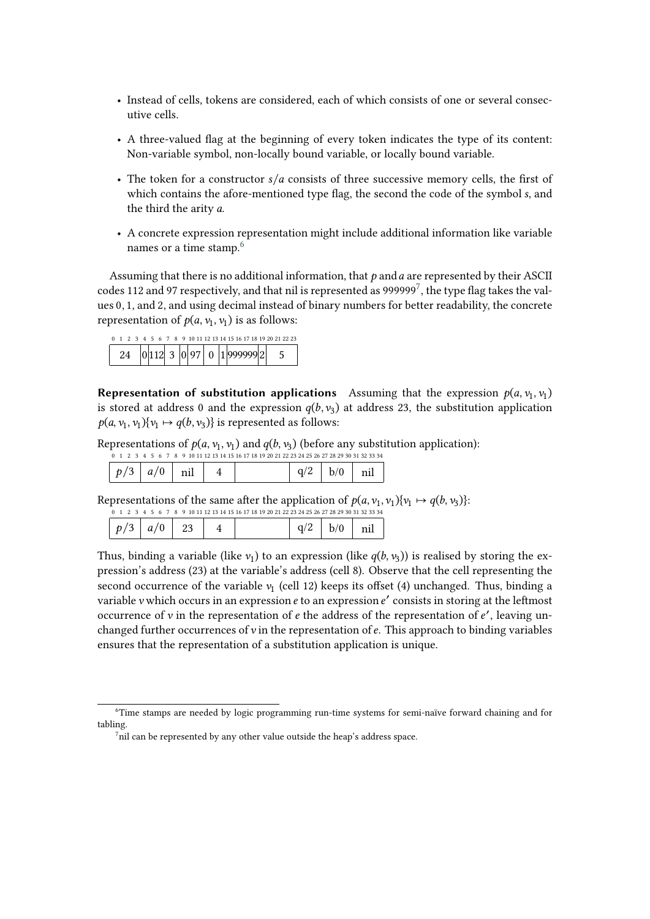- Instead of cells, tokens are considered, each of which consists of one or several consecutive cells.
- A three-valued flag at the beginning of every token indicates the type of its content: Non-variable symbol, non-locally bound variable, or locally bound variable.
- The token for a constructor $s/a$ consists of three successive memory cells, the first of which contains the afore-mentioned type flag, the second the code of the symbol $s$, and the third the arity $a$.
- A concrete expression representation might include additional information like variable names or a time stamp.[6]

Assuming that there is no additional information, that $p$ and $a$ are represented by their ASCII codes 112 and 97 respectively, and that nil is represented as 999999[7], the type flag takes the values 0, 1, and 2, and using decimal instead of binary numbers for better readability, the concrete representation of $p(a, v_1, v_1)$ is as follows:

| 0 1 2 3 | 4 | 5 | 6 | 7 | 8 | 9 | 10 | 11 | 12 13 14 15 16 17 | 18 | 19 20 21 22 23 |
|---|---|---|---|---|---|---|---|---|---|---|---|
| 24 | 0 | 112 | 3 | 0 | 97 | 0 | 1 | | 999999 | 2 | 5 |

**Representation of substitution applications** Assuming that the expression $p(a, v_1, v_1)$ is stored at address 0 and the expression $q(b, v_3)$ at address 23, the substitution application $p(a, v_1, v_1)\{v_1 \mapsto q(b, v_3)\}$ is represented as follows:

Representations of $p(a, v_1, v_1)$ and $q(b, v_3)$ (before any substitution application):

| 0–3 | 4–7 | 8–11 | 12–15 | 16–22 | 23–26 | 27–30 | 31–34 |
|---|---|---|---|---|---|---|---|
| $p/3$ | $a/0$ | nil | 4 | | q/2 | b/0 | nil |

Representations of the same after the application of $p(a, v_1, v_1)\{v_1 \mapsto q(b, v_3)\}$:

| 0–3 | 4–7 | 8–11 | 12–15 | 16–22 | 23–26 | 27–30 | 31–34 |
|---|---|---|---|---|---|---|---|
| $p/3$ | $a/0$ | 23 | 4 | | q/2 | b/0 | nil |

Thus, binding a variable (like $v_1$) to an expression (like $q(b, v_3)$) is realised by storing the expression's address (23) at the variable's address (cell 8). Observe that the cell representing the second occurrence of the variable $v_1$ (cell 12) keeps its offset (4) unchanged. Thus, binding a variable $v$ which occurs in an expression $e$ to an expression $e'$ consists in storing at the leftmost occurrence of $v$ in the representation of $e$ the address of the representation of $e'$, leaving unchanged further occurrences of $v$ in the representation of $e$. This approach to binding variables ensures that the representation of a substitution application is unique.

[6] Time stamps are needed by logic programming run-time systems for semi-naïve forward chaining and for tabling.

[7] nil can be represented by any other value outside the heap's address space.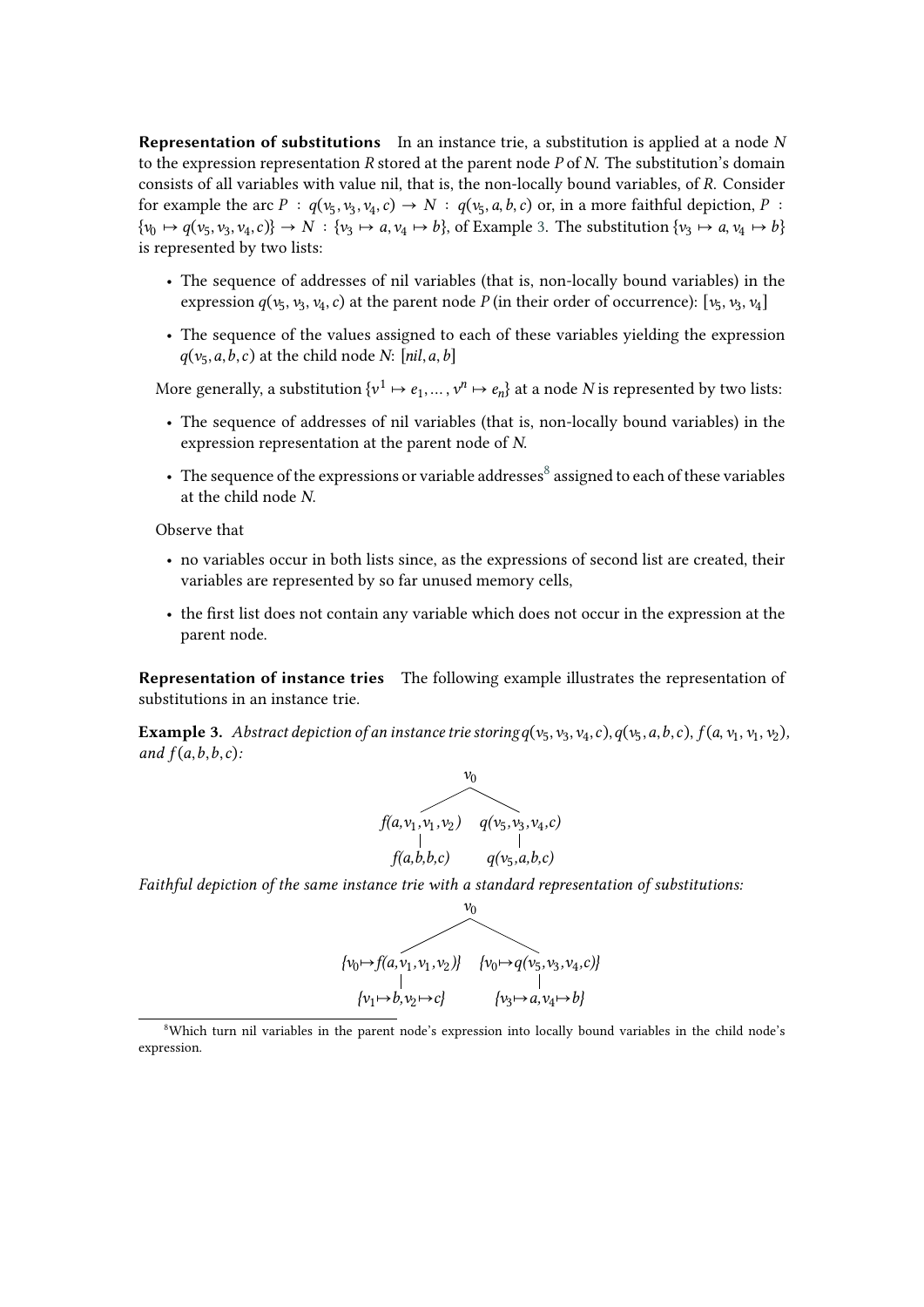**Representation of substitutions** In an instance trie, a substitution is applied at a node $N$ to the expression representation $R$ stored at the parent node $P$ of $N$. The substitution's domain consists of all variables with value nil, that is, the non-locally bound variables, of $R$. Consider for example the arc $P : q(v_5, v_3, v_4, c) \rightarrow N : q(v_5, a, b, c)$ or, in a more faithful depiction, $P : \{v_0 \mapsto q(v_5, v_3, v_4, c)\} \rightarrow N : \{v_3 \mapsto a, v_4 \mapsto b\}$, of Example 3. The substitution $\{v_3 \mapsto a, v_4 \mapsto b\}$ is represented by two lists:

- The sequence of addresses of nil variables (that is, non-locally bound variables) in the expression $q(v_5, v_3, v_4, c)$ at the parent node $P$ (in their order of occurrence): $[v_5, v_3, v_4]$
- The sequence of the values assigned to each of these variables yielding the expression $q(v_5, a, b, c)$ at the child node $N$: $[nil, a, b]$

More generally, a substitution $\{v^1 \mapsto e_1, \ldots, v^n \mapsto e_n\}$ at a node $N$ is represented by two lists:

- The sequence of addresses of nil variables (that is, non-locally bound variables) in the expression representation at the parent node of $N$.
- The sequence of the expressions or variable addresses[8] assigned to each of these variables at the child node $N$.

Observe that

- no variables occur in both lists since, as the expressions of second list are created, their variables are represented by so far unused memory cells,
- the first list does not contain any variable which does not occur in the expression at the parent node.

**Representation of instance tries** The following example illustrates the representation of substitutions in an instance trie.

**Example 3.** *Abstract depiction of an instance trie storing* $q(v_5, v_3, v_4, c), q(v_5, a, b, c), f(a, v_1, v_1, v_2)$*, and* $f(a, b, b, c)$*:*

```
                 v0
               /    \
f(a,v1,v1,v2)        q(v5,v3,v4,c)
      |                    |
  f(a,b,b,c)          q(v5,a,b,c)
```

*Faithful depiction of the same instance trie with a standard representation of substitutions:*

```
                        v0
                     /      \
{v0↦f(a,v1,v1,v2)}          {v0↦q(v5,v3,v4,c)}
        |                           |
   {v1↦b,v2↦c}                {v3↦a,v4↦b}
```

[8] Which turn nil variables in the parent node's expression into locally bound variables in the child node's expression.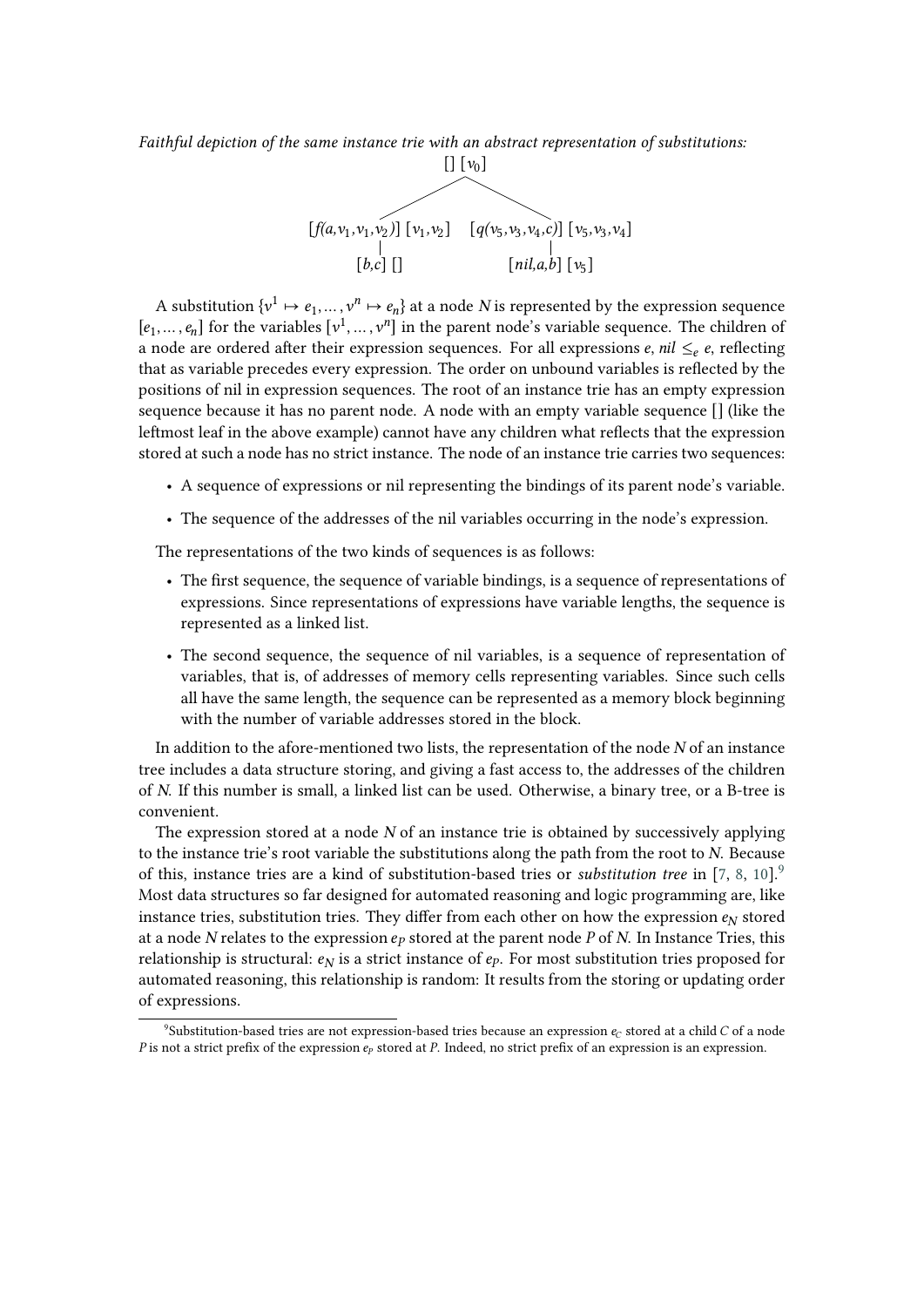*Faithful depiction of the same instance trie with an abstract representation of substitutions:*

```
                         [] [v0]
                /                        \
[f(a,v1,v1,v2)] [v1,v2]     [q(v5,v3,v4,c)] [v5,v3,v4]
        |                               |
    [b,c] []                      [nil,a,b] [v5]
```

A substitution $\{v^1 \mapsto e_1, \dots, v^n \mapsto e_n\}$ at a node $N$ is represented by the expression sequence $[e_1, \dots, e_n]$ for the variables $[v^1, \dots, v^n]$ in the parent node's variable sequence. The children of a node are ordered after their expression sequences. For all expressions $e$, $nil \leq_e e$, reflecting that as variable precedes every expression. The order on unbound variables is reflected by the positions of nil in expression sequences. The root of an instance trie has an empty expression sequence because it has no parent node. A node with an empty variable sequence [] (like the leftmost leaf in the above example) cannot have any children what reflects that the expression stored at such a node has no strict instance. The node of an instance trie carries two sequences:

- A sequence of expressions or nil representing the bindings of its parent node's variable.
- The sequence of the addresses of the nil variables occurring in the node's expression.

The representations of the two kinds of sequences is as follows:

- The first sequence, the sequence of variable bindings, is a sequence of representations of expressions. Since representations of expressions have variable lengths, the sequence is represented as a linked list.
- The second sequence, the sequence of nil variables, is a sequence of representation of variables, that is, of addresses of memory cells representing variables. Since such cells all have the same length, the sequence can be represented as a memory block beginning with the number of variable addresses stored in the block.

In addition to the afore-mentioned two lists, the representation of the node $N$ of an instance tree includes a data structure storing, and giving a fast access to, the addresses of the children of $N$. If this number is small, a linked list can be used. Otherwise, a binary tree, or a B-tree is convenient.

The expression stored at a node $N$ of an instance trie is obtained by successively applying to the instance trie's root variable the substitutions along the path from the root to $N$. Because of this, instance tries are a kind of substitution-based tries or *substitution tree* in [7, 8, 10].[9] Most data structures so far designed for automated reasoning and logic programming are, like instance tries, substitution tries. They differ from each other on how the expression $e_N$ stored at a node $N$ relates to the expression $e_P$ stored at the parent node $P$ of $N$. In Instance Tries, this relationship is structural: $e_N$ is a strict instance of $e_P$. For most substitution tries proposed for automated reasoning, this relationship is random: It results from the storing or updating order of expressions.

[9] Substitution-based tries are not expression-based tries because an expression $e_C$ stored at a child $C$ of a node $P$ is not a strict prefix of the expression $e_P$ stored at $P$. Indeed, no strict prefix of an expression is an expression.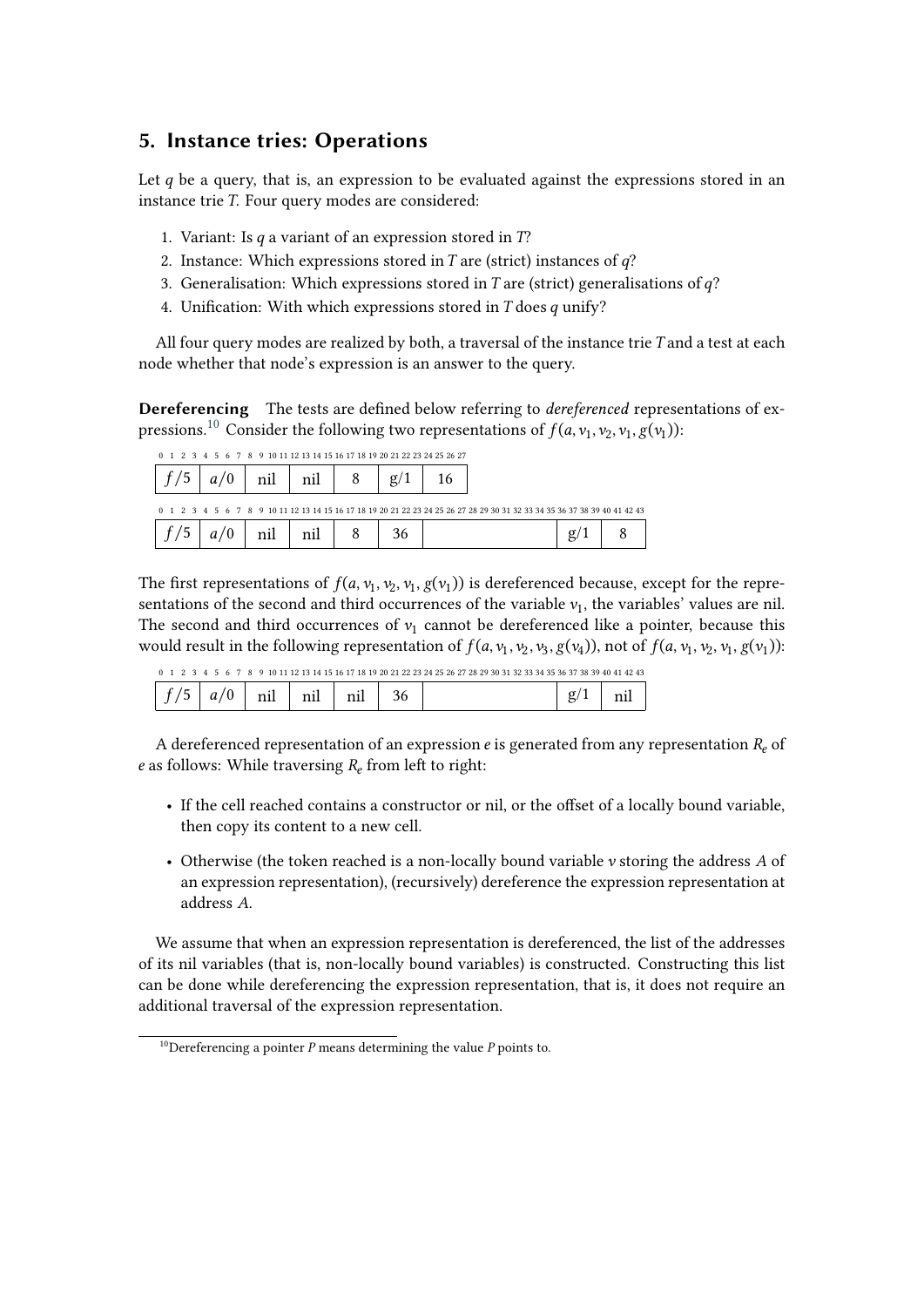## 5. Instance tries: Operations

Let $q$ be a query, that is, an expression to be evaluated against the expressions stored in an instance trie $T$. Four query modes are considered:

1. Variant: Is $q$ a variant of an expression stored in $T$?
2. Instance: Which expressions stored in $T$ are (strict) instances of $q$?
3. Generalisation: Which expressions stored in $T$ are (strict) generalisations of $q$?
4. Unification: With which expressions stored in $T$ does $q$ unify?

All four query modes are realized by both, a traversal of the instance trie $T$ and a test at each node whether that node's expression is an answer to the query.

**Dereferencing** The tests are defined below referring to *dereferenced* representations of expressions.[10] Consider the following two representations of $f(a, v_1, v_2, v_1, g(v_1))$:

| 0–3 | 4–7 | 8–11 | 12–15 | 16–19 | 20–23 | 24–27 |
|---|---|---|---|---|---|---|
| $f/5$ | $a/0$ | nil | nil | 8 | g/1 | 16 |

| 0–3 | 4–7 | 8–11 | 12–15 | 16–19 | 20–23 | 24–35 | 36–39 | 40–43 |
|---|---|---|---|---|---|---|---|---|
| $f/5$ | $a/0$ | nil | nil | 8 | 36 | | g/1 | 8 |

The first representations of $f(a, v_1, v_2, v_1, g(v_1))$ is dereferenced because, except for the representations of the second and third occurrences of the variable $v_1$, the variables' values are nil. The second and third occurrences of $v_1$ cannot be dereferenced like a pointer, because this would result in the following representation of $f(a, v_1, v_2, v_3, g(v_4))$, not of $f(a, v_1, v_2, v_1, g(v_1))$:

| 0–3 | 4–7 | 8–11 | 12–15 | 16–19 | 20–23 | 24–35 | 36–39 | 40–43 |
|---|---|---|---|---|---|---|---|---|
| $f/5$ | $a/0$ | nil | nil | nil | 36 | | g/1 | nil |

A dereferenced representation of an expression $e$ is generated from any representation $R_e$ of $e$ as follows: While traversing $R_e$ from left to right:

- If the cell reached contains a constructor or nil, or the offset of a locally bound variable, then copy its content to a new cell.
- Otherwise (the token reached is a non-locally bound variable $v$ storing the address $A$ of an expression representation), (recursively) dereference the expression representation at address $A$.

We assume that when an expression representation is dereferenced, the list of the addresses of its nil variables (that is, non-locally bound variables) is constructed. Constructing this list can be done while dereferencing the expression representation, that is, it does not require an additional traversal of the expression representation.

[10] Dereferencing a pointer $P$ means determining the value $P$ points to.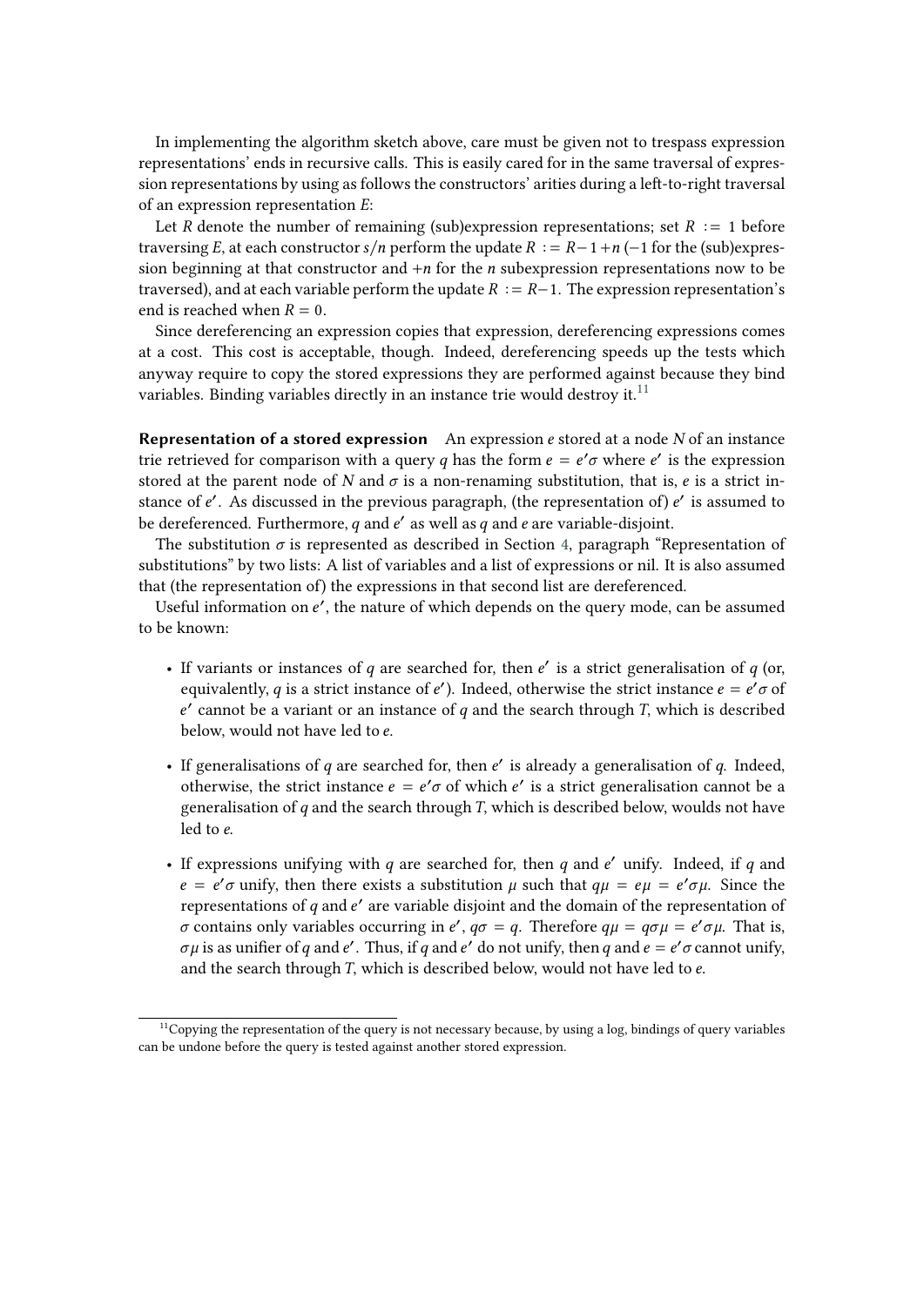In implementing the algorithm sketch above, care must be given not to trespass expression representations' ends in recursive calls. This is easily cared for in the same traversal of expression representations by using as follows the constructors' arities during a left-to-right traversal of an expression representation $E$:

Let $R$ denote the number of remaining (sub)expression representations; set $R := 1$ before traversing $E$, at each constructor $s/n$ perform the update $R := R - 1 + n$ ($-1$ for the (sub)expression beginning at that constructor and $+n$ for the $n$ subexpression representations now to be traversed), and at each variable perform the update $R := R - 1$. The expression representation's end is reached when $R = 0$.

Since dereferencing an expression copies that expression, dereferencing expressions comes at a cost. This cost is acceptable, though. Indeed, dereferencing speeds up the tests which anyway require to copy the stored expressions they are performed against because they bind variables. Binding variables directly in an instance trie would destroy it.[11]

**Representation of a stored expression** An expression $e$ stored at a node $N$ of an instance trie retrieved for comparison with a query $q$ has the form $e = e'\sigma$ where $e'$ is the expression stored at the parent node of $N$ and $\sigma$ is a non-renaming substitution, that is, $e$ is a strict instance of $e'$. As discussed in the previous paragraph, (the representation of) $e'$ is assumed to be dereferenced. Furthermore, $q$ and $e'$ as well as $q$ and $e$ are variable-disjoint.

The substitution $\sigma$ is represented as described in Section 4, paragraph "Representation of substitutions" by two lists: A list of variables and a list of expressions or nil. It is also assumed that (the representation of) the expressions in that second list are dereferenced.

Useful information on $e'$, the nature of which depends on the query mode, can be assumed to be known:

- If variants or instances of $q$ are searched for, then $e'$ is a strict generalisation of $q$ (or, equivalently, $q$ is a strict instance of $e'$). Indeed, otherwise the strict instance $e = e'\sigma$ of $e'$ cannot be a variant or an instance of $q$ and the search through $T$, which is described below, would not have led to $e$.
- If generalisations of $q$ are searched for, then $e'$ is already a generalisation of $q$. Indeed, otherwise, the strict instance $e = e'\sigma$ of which $e'$ is a strict generalisation cannot be a generalisation of $q$ and the search through $T$, which is described below, woulds not have led to $e$.
- If expressions unifying with $q$ are searched for, then $q$ and $e'$ unify. Indeed, if $q$ and $e = e'\sigma$ unify, then there exists a substitution $\mu$ such that $q\mu = e\mu = e'\sigma\mu$. Since the representations of $q$ and $e'$ are variable disjoint and the domain of the representation of $\sigma$ contains only variables occurring in $e'$, $q\sigma = q$. Therefore $q\mu = q\sigma\mu = e'\sigma\mu$. That is, $\sigma\mu$ is as unifier of $q$ and $e'$. Thus, if $q$ and $e'$ do not unify, then $q$ and $e = e'\sigma$ cannot unify, and the search through $T$, which is described below, would not have led to $e$.

[11] Copying the representation of the query is not necessary because, by using a log, bindings of query variables can be undone before the query is tested against another stored expression.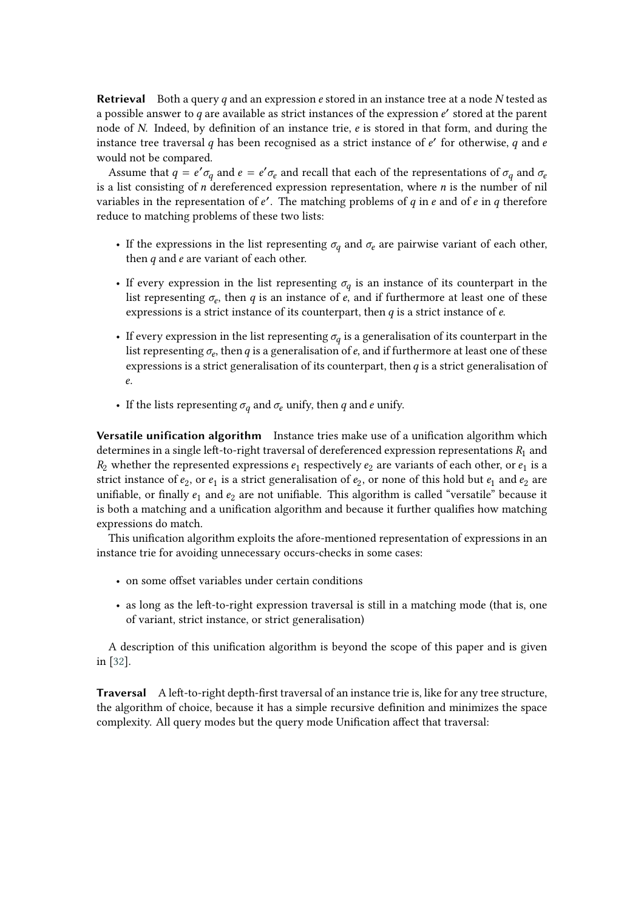**Retrieval** Both a query $q$ and an expression $e$ stored in an instance tree at a node $N$ tested as a possible answer to $q$ are available as strict instances of the expression $e'$ stored at the parent node of $N$. Indeed, by definition of an instance trie, $e$ is stored in that form, and during the instance tree traversal $q$ has been recognised as a strict instance of $e'$ for otherwise, $q$ and $e$ would not be compared.

Assume that $q = e'\sigma_q$ and $e = e'\sigma_e$ and recall that each of the representations of $\sigma_q$ and $\sigma_e$ is a list consisting of $n$ dereferenced expression representation, where $n$ is the number of nil variables in the representation of $e'$. The matching problems of $q$ in $e$ and of $e$ in $q$ therefore reduce to matching problems of these two lists:

- If the expressions in the list representing $\sigma_q$ and $\sigma_e$ are pairwise variant of each other, then $q$ and $e$ are variant of each other.
- If every expression in the list representing $\sigma_q$ is an instance of its counterpart in the list representing $\sigma_e$, then $q$ is an instance of $e$, and if furthermore at least one of these expressions is a strict instance of its counterpart, then $q$ is a strict instance of $e$.
- If every expression in the list representing $\sigma_q$ is a generalisation of its counterpart in the list representing $\sigma_e$, then $q$ is a generalisation of $e$, and if furthermore at least one of these expressions is a strict generalisation of its counterpart, then $q$ is a strict generalisation of $e$.
- If the lists representing $\sigma_q$ and $\sigma_e$ unify, then $q$ and $e$ unify.

**Versatile unification algorithm** Instance tries make use of a unification algorithm which determines in a single left-to-right traversal of dereferenced expression representations $R_1$ and $R_2$ whether the represented expressions $e_1$ respectively $e_2$ are variants of each other, or $e_1$ is a strict instance of $e_2$, or $e_1$ is a strict generalisation of $e_2$, or none of this hold but $e_1$ and $e_2$ are unifiable, or finally $e_1$ and $e_2$ are not unifiable. This algorithm is called "versatile" because it is both a matching and a unification algorithm and because it further qualifies how matching expressions do match.

This unification algorithm exploits the afore-mentioned representation of expressions in an instance trie for avoiding unnecessary occurs-checks in some cases:

- on some offset variables under certain conditions
- as long as the left-to-right expression traversal is still in a matching mode (that is, one of variant, strict instance, or strict generalisation)

A description of this unification algorithm is beyond the scope of this paper and is given in [32].

**Traversal** A left-to-right depth-first traversal of an instance trie is, like for any tree structure, the algorithm of choice, because it has a simple recursive definition and minimizes the space complexity. All query modes but the query mode Unification affect that traversal: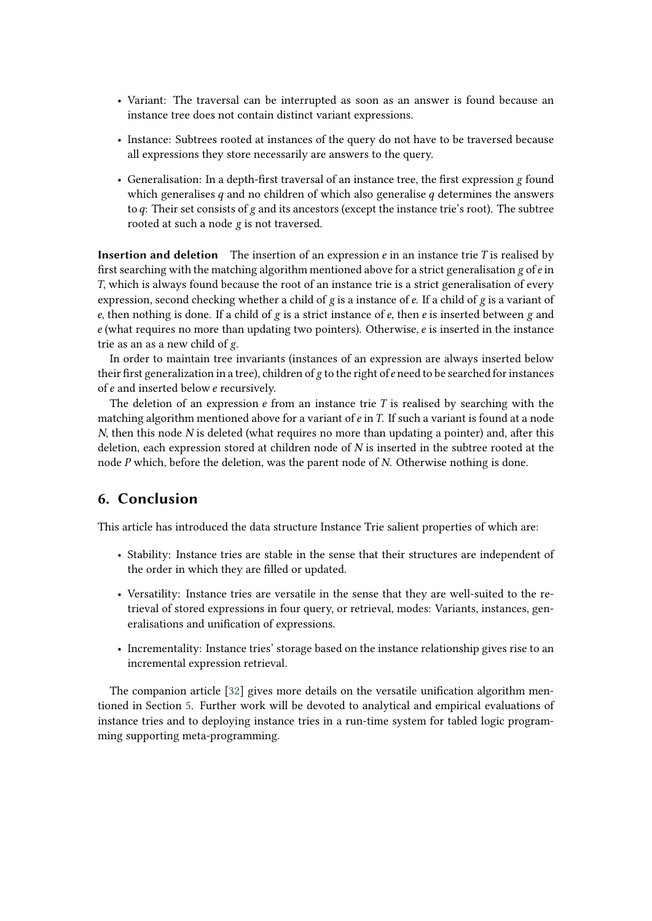- Variant: The traversal can be interrupted as soon as an answer is found because an instance tree does not contain distinct variant expressions.
- Instance: Subtrees rooted at instances of the query do not have to be traversed because all expressions they store necessarily are answers to the query.
- Generalisation: In a depth-first traversal of an instance tree, the first expression $g$ found which generalises $q$ and no children of which also generalise $q$ determines the answers to $q$: Their set consists of $g$ and its ancestors (except the instance trie's root). The subtree rooted at such a node $g$ is not traversed.

**Insertion and deletion** The insertion of an expression $e$ in an instance trie $T$ is realised by first searching with the matching algorithm mentioned above for a strict generalisation $g$ of $e$ in $T$, which is always found because the root of an instance trie is a strict generalisation of every expression, second checking whether a child of $g$ is a instance of $e$. If a child of $g$ is a variant of $e$, then nothing is done. If a child of $g$ is a strict instance of $e$, then $e$ is inserted between $g$ and $e$ (what requires no more than updating two pointers). Otherwise, $e$ is inserted in the instance trie as an as a new child of $g$.

In order to maintain tree invariants (instances of an expression are always inserted below their first generalization in a tree), children of $g$ to the right of $e$ need to be searched for instances of $e$ and inserted below $e$ recursively.

The deletion of an expression $e$ from an instance trie $T$ is realised by searching with the matching algorithm mentioned above for a variant of $e$ in $T$. If such a variant is found at a node $N$, then this node $N$ is deleted (what requires no more than updating a pointer) and, after this deletion, each expression stored at children node of $N$ is inserted in the subtree rooted at the node $P$ which, before the deletion, was the parent node of $N$. Otherwise nothing is done.

## 6. Conclusion

This article has introduced the data structure Instance Trie salient properties of which are:

- Stability: Instance tries are stable in the sense that their structures are independent of the order in which they are filled or updated.
- Versatility: Instance tries are versatile in the sense that they are well-suited to the retrieval of stored expressions in four query, or retrieval, modes: Variants, instances, generalisations and unification of expressions.
- Incrementality: Instance tries' storage based on the instance relationship gives rise to an incremental expression retrieval.

The companion article [32] gives more details on the versatile unification algorithm mentioned in Section 5. Further work will be devoted to analytical and empirical evaluations of instance tries and to deploying instance tries in a run-time system for tabled logic programming supporting meta-programming.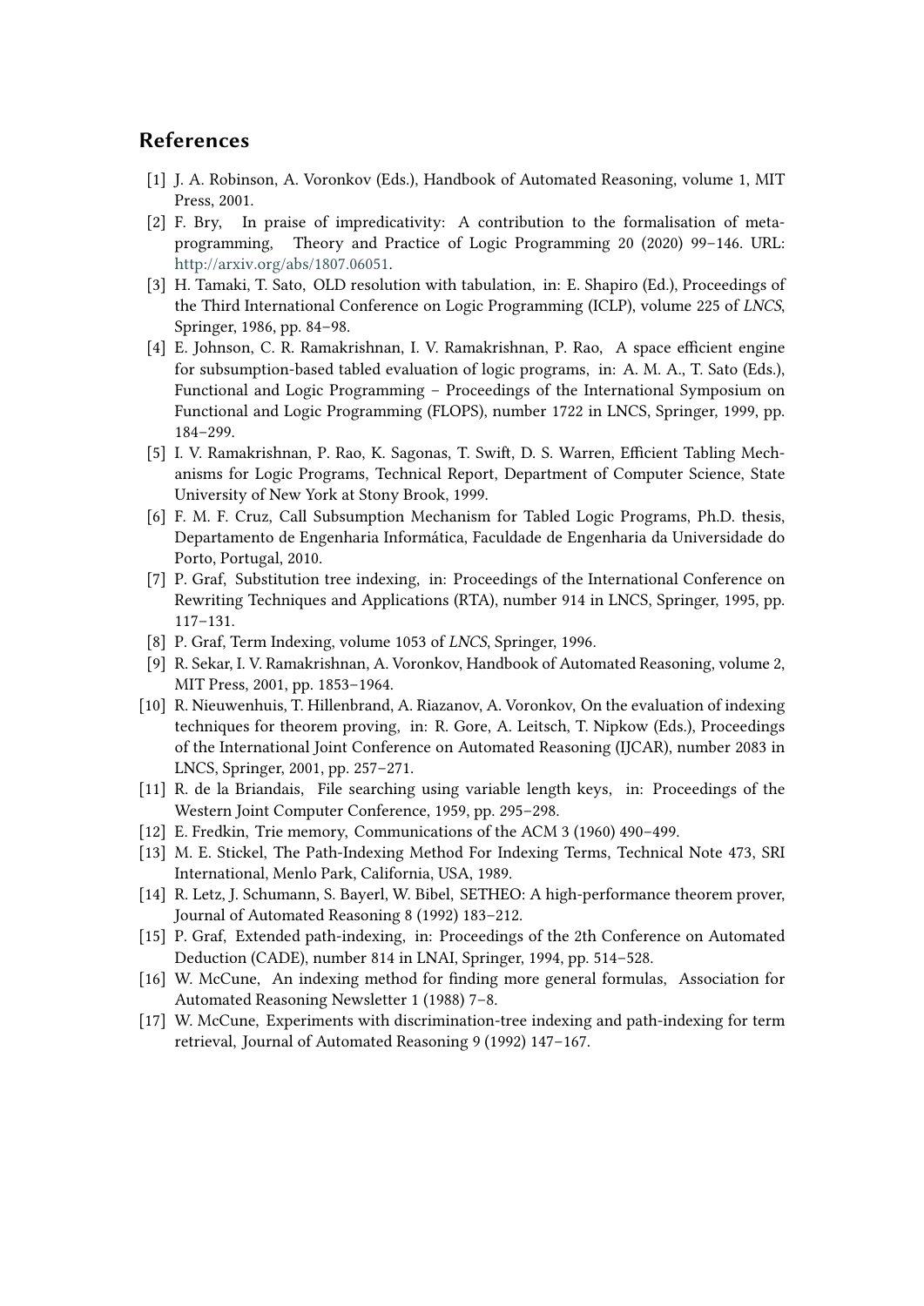## References

[1] J. A. Robinson, A. Voronkov (Eds.), Handbook of Automated Reasoning, volume 1, MIT Press, 2001.

[2] F. Bry, In praise of impredicativity: A contribution to the formalisation of meta-programming, Theory and Practice of Logic Programming 20 (2020) 99–146. URL: http://arxiv.org/abs/1807.06051.

[3] H. Tamaki, T. Sato, OLD resolution with tabulation, in: E. Shapiro (Ed.), Proceedings of the Third International Conference on Logic Programming (ICLP), volume 225 of *LNCS*, Springer, 1986, pp. 84–98.

[4] E. Johnson, C. R. Ramakrishnan, I. V. Ramakrishnan, P. Rao, A space efficient engine for subsumption-based tabled evaluation of logic programs, in: A. M. A., T. Sato (Eds.), Functional and Logic Programming – Proceedings of the International Symposium on Functional and Logic Programming (FLOPS), number 1722 in LNCS, Springer, 1999, pp. 184–299.

[5] I. V. Ramakrishnan, P. Rao, K. Sagonas, T. Swift, D. S. Warren, Efficient Tabling Mechanisms for Logic Programs, Technical Report, Department of Computer Science, State University of New York at Stony Brook, 1999.

[6] F. M. F. Cruz, Call Subsumption Mechanism for Tabled Logic Programs, Ph.D. thesis, Departamento de Engenharia Informática, Faculdade de Engenharia da Universidade do Porto, Portugal, 2010.

[7] P. Graf, Substitution tree indexing, in: Proceedings of the International Conference on Rewriting Techniques and Applications (RTA), number 914 in LNCS, Springer, 1995, pp. 117–131.

[8] P. Graf, Term Indexing, volume 1053 of *LNCS*, Springer, 1996.

[9] R. Sekar, I. V. Ramakrishnan, A. Voronkov, Handbook of Automated Reasoning, volume 2, MIT Press, 2001, pp. 1853–1964.

[10] R. Nieuwenhuis, T. Hillenbrand, A. Riazanov, A. Voronkov, On the evaluation of indexing techniques for theorem proving, in: R. Gore, A. Leitsch, T. Nipkow (Eds.), Proceedings of the International Joint Conference on Automated Reasoning (IJCAR), number 2083 in LNCS, Springer, 2001, pp. 257–271.

[11] R. de la Briandais, File searching using variable length keys, in: Proceedings of the Western Joint Computer Conference, 1959, pp. 295–298.

[12] E. Fredkin, Trie memory, Communications of the ACM 3 (1960) 490–499.

[13] M. E. Stickel, The Path-Indexing Method For Indexing Terms, Technical Note 473, SRI International, Menlo Park, California, USA, 1989.

[14] R. Letz, J. Schumann, S. Bayerl, W. Bibel, SETHEO: A high-performance theorem prover, Journal of Automated Reasoning 8 (1992) 183–212.

[15] P. Graf, Extended path-indexing, in: Proceedings of the 2th Conference on Automated Deduction (CADE), number 814 in LNAI, Springer, 1994, pp. 514–528.

[16] W. McCune, An indexing method for finding more general formulas, Association for Automated Reasoning Newsletter 1 (1988) 7–8.

[17] W. McCune, Experiments with discrimination-tree indexing and path-indexing for term retrieval, Journal of Automated Reasoning 9 (1992) 147–167.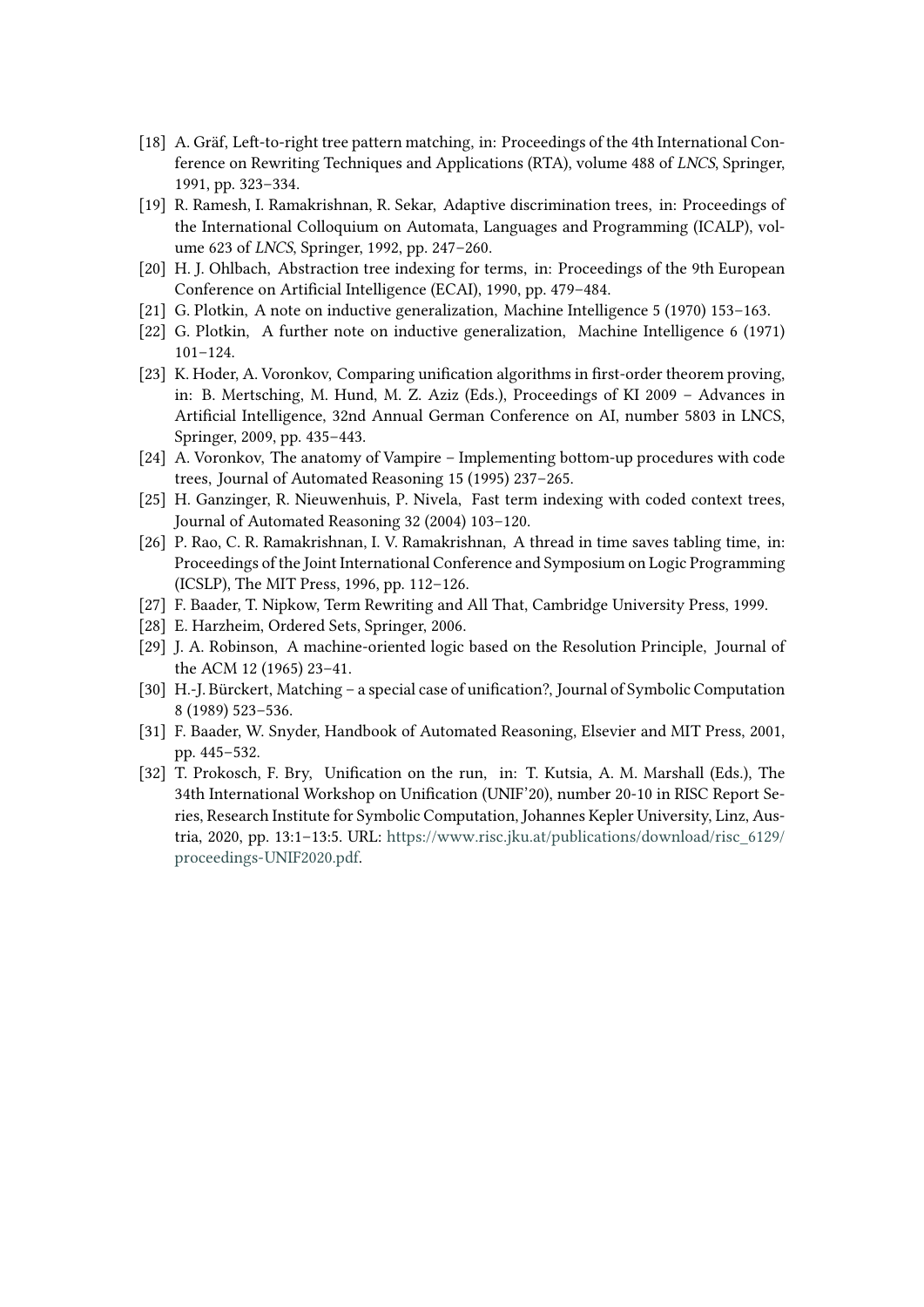[18] A. Gräf, Left-to-right tree pattern matching, in: Proceedings of the 4th International Conference on Rewriting Techniques and Applications (RTA), volume 488 of *LNCS*, Springer, 1991, pp. 323–334.

[19] R. Ramesh, I. Ramakrishnan, R. Sekar, Adaptive discrimination trees, in: Proceedings of the International Colloquium on Automata, Languages and Programming (ICALP), volume 623 of *LNCS*, Springer, 1992, pp. 247–260.

[20] H. J. Ohlbach, Abstraction tree indexing for terms, in: Proceedings of the 9th European Conference on Artificial Intelligence (ECAI), 1990, pp. 479–484.

[21] G. Plotkin, A note on inductive generalization, Machine Intelligence 5 (1970) 153–163.

[22] G. Plotkin, A further note on inductive generalization, Machine Intelligence 6 (1971) 101–124.

[23] K. Hoder, A. Voronkov, Comparing unification algorithms in first-order theorem proving, in: B. Mertsching, M. Hund, M. Z. Aziz (Eds.), Proceedings of KI 2009 – Advances in Artificial Intelligence, 32nd Annual German Conference on AI, number 5803 in LNCS, Springer, 2009, pp. 435–443.

[24] A. Voronkov, The anatomy of Vampire – Implementing bottom-up procedures with code trees, Journal of Automated Reasoning 15 (1995) 237–265.

[25] H. Ganzinger, R. Nieuwenhuis, P. Nivela, Fast term indexing with coded context trees, Journal of Automated Reasoning 32 (2004) 103–120.

[26] P. Rao, C. R. Ramakrishnan, I. V. Ramakrishnan, A thread in time saves tabling time, in: Proceedings of the Joint International Conference and Symposium on Logic Programming (ICSLP), The MIT Press, 1996, pp. 112–126.

[27] F. Baader, T. Nipkow, Term Rewriting and All That, Cambridge University Press, 1999.

[28] E. Harzheim, Ordered Sets, Springer, 2006.

[29] J. A. Robinson, A machine-oriented logic based on the Resolution Principle, Journal of the ACM 12 (1965) 23–41.

[30] H.-J. Bürckert, Matching – a special case of unification?, Journal of Symbolic Computation 8 (1989) 523–536.

[31] F. Baader, W. Snyder, Handbook of Automated Reasoning, Elsevier and MIT Press, 2001, pp. 445–532.

[32] T. Prokosch, F. Bry, Unification on the run, in: T. Kutsia, A. M. Marshall (Eds.), The 34th International Workshop on Unification (UNIF'20), number 20-10 in RISC Report Series, Research Institute for Symbolic Computation, Johannes Kepler University, Linz, Austria, 2020, pp. 13:1–13:5. URL: https://www.risc.jku.at/publications/download/risc_6129/proceedings-UNIF2020.pdf.